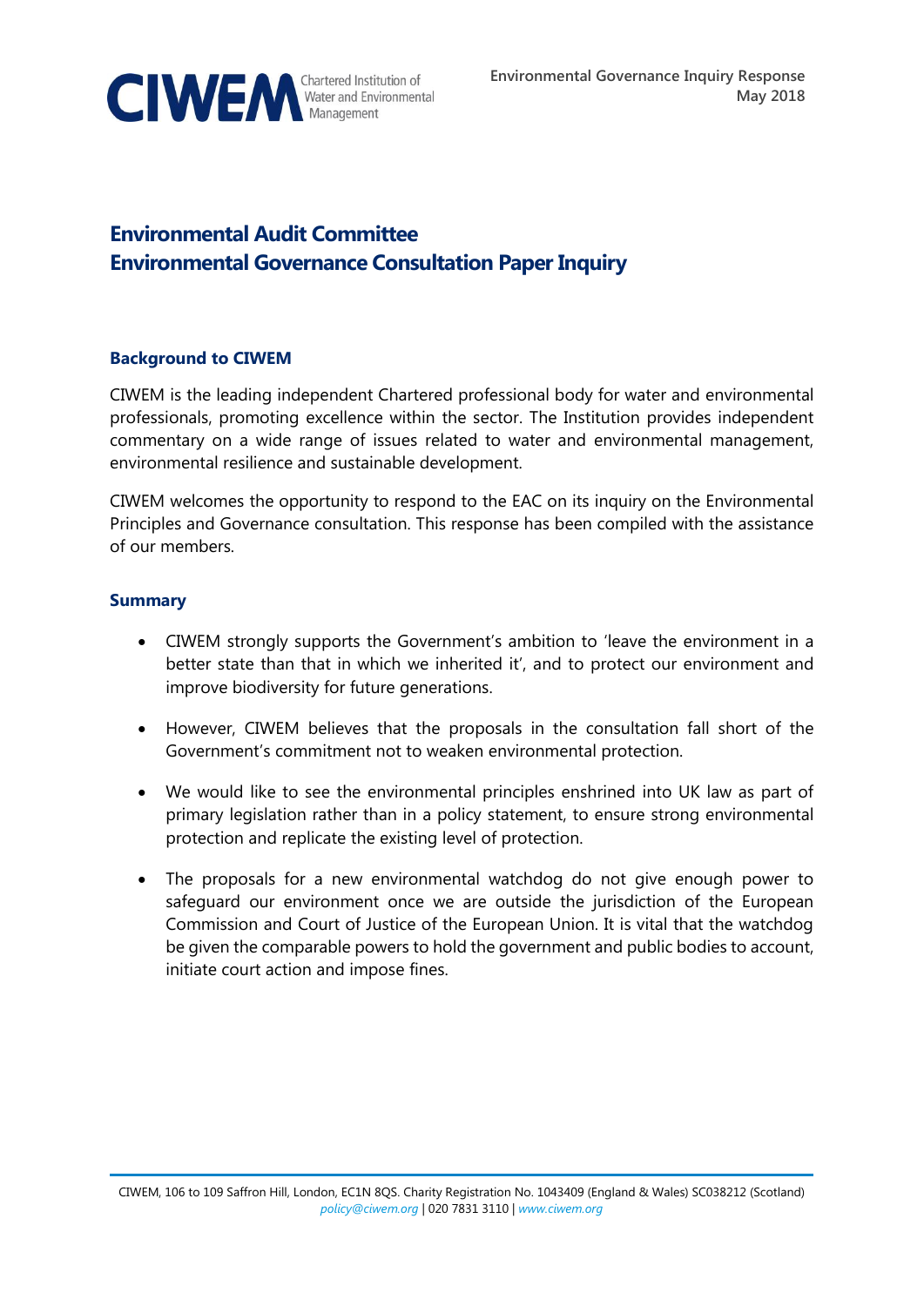Environmental Governance Inquiry Response
May 2018

# Environmental Audit Committee
# Environmental Governance Consultation Paper Inquiry

### Background to CIWEM

CIWEM is the leading independent Chartered professional body for water and environmental professionals, promoting excellence within the sector. The Institution provides independent commentary on a wide range of issues related to water and environmental management, environmental resilience and sustainable development.

CIWEM welcomes the opportunity to respond to the EAC on its inquiry on the Environmental Principles and Governance consultation. This response has been compiled with the assistance of our members.

### Summary

- CIWEM strongly supports the Government's ambition to 'leave the environment in a better state than that in which we inherited it', and to protect our environment and improve biodiversity for future generations.
- However, CIWEM believes that the proposals in the consultation fall short of the Government's commitment not to weaken environmental protection.
- We would like to see the environmental principles enshrined into UK law as part of primary legislation rather than in a policy statement, to ensure strong environmental protection and replicate the existing level of protection.
- The proposals for a new environmental watchdog do not give enough power to safeguard our environment once we are outside the jurisdiction of the European Commission and Court of Justice of the European Union. It is vital that the watchdog be given the comparable powers to hold the government and public bodies to account, initiate court action and impose fines.

CIWEM, 106 to 109 Saffron Hill, London, EC1N 8QS. Charity Registration No. 1043409 (England & Wales) SC038212 (Scotland)
policy@ciwem.org | 020 7831 3110 | www.ciwem.org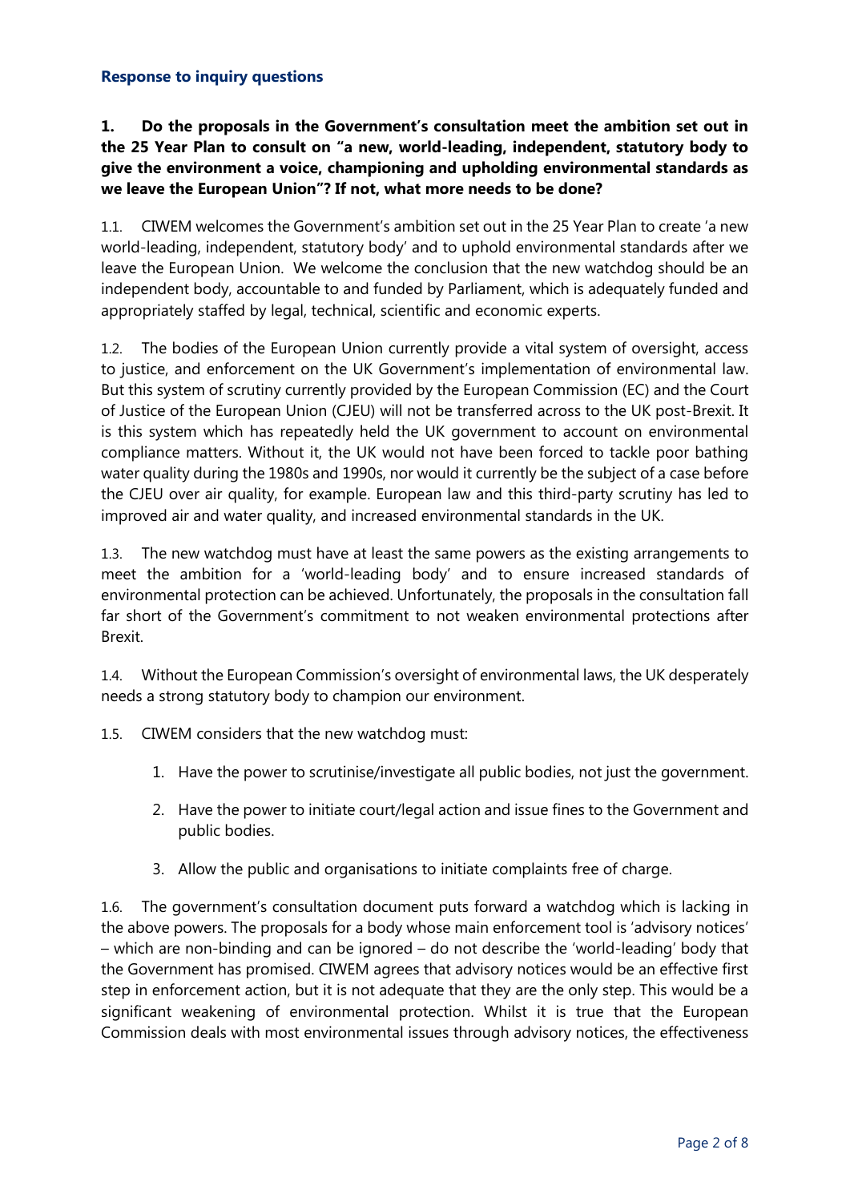## Response to inquiry questions

**1. Do the proposals in the Government's consultation meet the ambition set out in the 25 Year Plan to consult on "a new, world-leading, independent, statutory body to give the environment a voice, championing and upholding environmental standards as we leave the European Union"? If not, what more needs to be done?**

1.1. CIWEM welcomes the Government's ambition set out in the 25 Year Plan to create 'a new world-leading, independent, statutory body' and to uphold environmental standards after we leave the European Union. We welcome the conclusion that the new watchdog should be an independent body, accountable to and funded by Parliament, which is adequately funded and appropriately staffed by legal, technical, scientific and economic experts.

1.2. The bodies of the European Union currently provide a vital system of oversight, access to justice, and enforcement on the UK Government's implementation of environmental law. But this system of scrutiny currently provided by the European Commission (EC) and the Court of Justice of the European Union (CJEU) will not be transferred across to the UK post-Brexit. It is this system which has repeatedly held the UK government to account on environmental compliance matters. Without it, the UK would not have been forced to tackle poor bathing water quality during the 1980s and 1990s, nor would it currently be the subject of a case before the CJEU over air quality, for example. European law and this third-party scrutiny has led to improved air and water quality, and increased environmental standards in the UK.

1.3. The new watchdog must have at least the same powers as the existing arrangements to meet the ambition for a 'world-leading body' and to ensure increased standards of environmental protection can be achieved. Unfortunately, the proposals in the consultation fall far short of the Government's commitment to not weaken environmental protections after Brexit.

1.4. Without the European Commission's oversight of environmental laws, the UK desperately needs a strong statutory body to champion our environment.

1.5. CIWEM considers that the new watchdog must:

1. Have the power to scrutinise/investigate all public bodies, not just the government.
2. Have the power to initiate court/legal action and issue fines to the Government and public bodies.
3. Allow the public and organisations to initiate complaints free of charge.

1.6. The government's consultation document puts forward a watchdog which is lacking in the above powers. The proposals for a body whose main enforcement tool is 'advisory notices' – which are non-binding and can be ignored – do not describe the 'world-leading' body that the Government has promised. CIWEM agrees that advisory notices would be an effective first step in enforcement action, but it is not adequate that they are the only step. This would be a significant weakening of environmental protection. Whilst it is true that the European Commission deals with most environmental issues through advisory notices, the effectiveness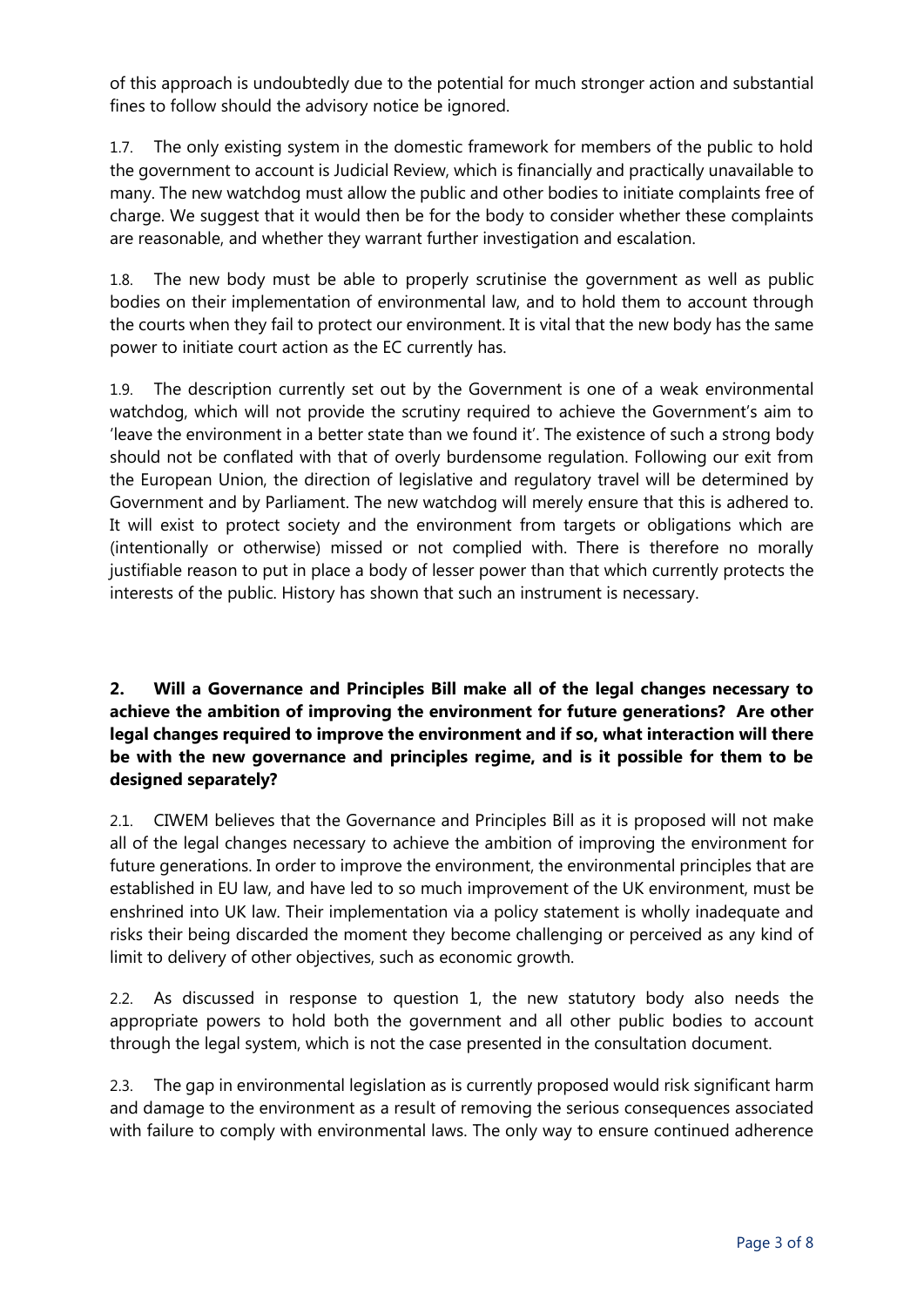of this approach is undoubtedly due to the potential for much stronger action and substantial fines to follow should the advisory notice be ignored.

1.7. The only existing system in the domestic framework for members of the public to hold the government to account is Judicial Review, which is financially and practically unavailable to many. The new watchdog must allow the public and other bodies to initiate complaints free of charge. We suggest that it would then be for the body to consider whether these complaints are reasonable, and whether they warrant further investigation and escalation.

1.8. The new body must be able to properly scrutinise the government as well as public bodies on their implementation of environmental law, and to hold them to account through the courts when they fail to protect our environment. It is vital that the new body has the same power to initiate court action as the EC currently has.

1.9. The description currently set out by the Government is one of a weak environmental watchdog, which will not provide the scrutiny required to achieve the Government's aim to 'leave the environment in a better state than we found it'. The existence of such a strong body should not be conflated with that of overly burdensome regulation. Following our exit from the European Union, the direction of legislative and regulatory travel will be determined by Government and by Parliament. The new watchdog will merely ensure that this is adhered to. It will exist to protect society and the environment from targets or obligations which are (intentionally or otherwise) missed or not complied with. There is therefore no morally justifiable reason to put in place a body of lesser power than that which currently protects the interests of the public. History has shown that such an instrument is necessary.

**2. Will a Governance and Principles Bill make all of the legal changes necessary to achieve the ambition of improving the environment for future generations? Are other legal changes required to improve the environment and if so, what interaction will there be with the new governance and principles regime, and is it possible for them to be designed separately?**

2.1. CIWEM believes that the Governance and Principles Bill as it is proposed will not make all of the legal changes necessary to achieve the ambition of improving the environment for future generations. In order to improve the environment, the environmental principles that are established in EU law, and have led to so much improvement of the UK environment, must be enshrined into UK law. Their implementation via a policy statement is wholly inadequate and risks their being discarded the moment they become challenging or perceived as any kind of limit to delivery of other objectives, such as economic growth.

2.2. As discussed in response to question 1, the new statutory body also needs the appropriate powers to hold both the government and all other public bodies to account through the legal system, which is not the case presented in the consultation document.

2.3. The gap in environmental legislation as is currently proposed would risk significant harm and damage to the environment as a result of removing the serious consequences associated with failure to comply with environmental laws. The only way to ensure continued adherence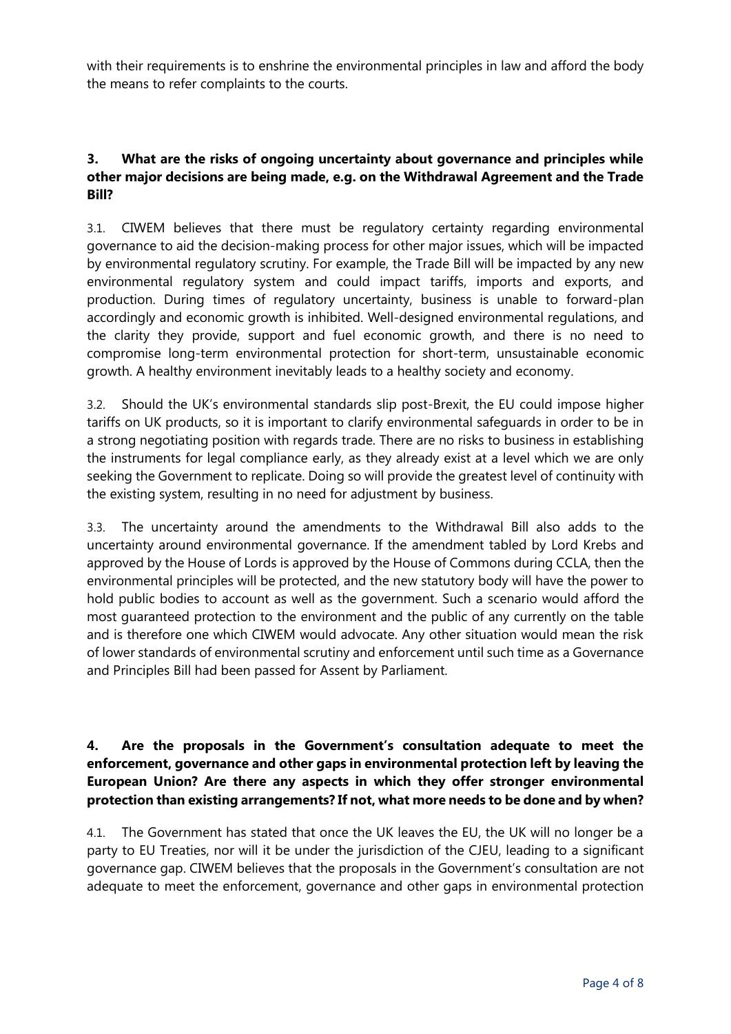with their requirements is to enshrine the environmental principles in law and afford the body the means to refer complaints to the courts.

**3. What are the risks of ongoing uncertainty about governance and principles while other major decisions are being made, e.g. on the Withdrawal Agreement and the Trade Bill?**

3.1. CIWEM believes that there must be regulatory certainty regarding environmental governance to aid the decision-making process for other major issues, which will be impacted by environmental regulatory scrutiny. For example, the Trade Bill will be impacted by any new environmental regulatory system and could impact tariffs, imports and exports, and production. During times of regulatory uncertainty, business is unable to forward-plan accordingly and economic growth is inhibited. Well-designed environmental regulations, and the clarity they provide, support and fuel economic growth, and there is no need to compromise long-term environmental protection for short-term, unsustainable economic growth. A healthy environment inevitably leads to a healthy society and economy.

3.2. Should the UK's environmental standards slip post-Brexit, the EU could impose higher tariffs on UK products, so it is important to clarify environmental safeguards in order to be in a strong negotiating position with regards trade. There are no risks to business in establishing the instruments for legal compliance early, as they already exist at a level which we are only seeking the Government to replicate. Doing so will provide the greatest level of continuity with the existing system, resulting in no need for adjustment by business.

3.3. The uncertainty around the amendments to the Withdrawal Bill also adds to the uncertainty around environmental governance. If the amendment tabled by Lord Krebs and approved by the House of Lords is approved by the House of Commons during CCLA, then the environmental principles will be protected, and the new statutory body will have the power to hold public bodies to account as well as the government. Such a scenario would afford the most guaranteed protection to the environment and the public of any currently on the table and is therefore one which CIWEM would advocate. Any other situation would mean the risk of lower standards of environmental scrutiny and enforcement until such time as a Governance and Principles Bill had been passed for Assent by Parliament.

**4. Are the proposals in the Government's consultation adequate to meet the enforcement, governance and other gaps in environmental protection left by leaving the European Union? Are there any aspects in which they offer stronger environmental protection than existing arrangements? If not, what more needs to be done and by when?**

4.1. The Government has stated that once the UK leaves the EU, the UK will no longer be a party to EU Treaties, nor will it be under the jurisdiction of the CJEU, leading to a significant governance gap. CIWEM believes that the proposals in the Government's consultation are not adequate to meet the enforcement, governance and other gaps in environmental protection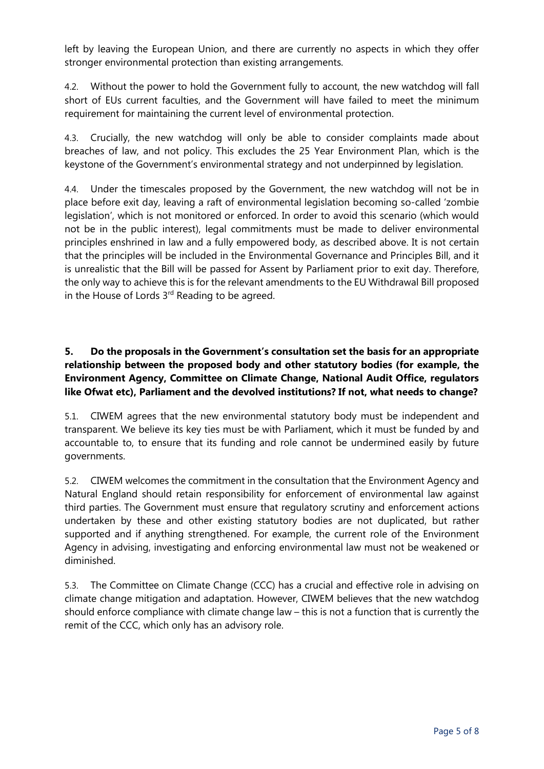left by leaving the European Union, and there are currently no aspects in which they offer stronger environmental protection than existing arrangements.

4.2. Without the power to hold the Government fully to account, the new watchdog will fall short of EUs current faculties, and the Government will have failed to meet the minimum requirement for maintaining the current level of environmental protection.

4.3. Crucially, the new watchdog will only be able to consider complaints made about breaches of law, and not policy. This excludes the 25 Year Environment Plan, which is the keystone of the Government's environmental strategy and not underpinned by legislation.

4.4. Under the timescales proposed by the Government, the new watchdog will not be in place before exit day, leaving a raft of environmental legislation becoming so-called 'zombie legislation', which is not monitored or enforced. In order to avoid this scenario (which would not be in the public interest), legal commitments must be made to deliver environmental principles enshrined in law and a fully empowered body, as described above. It is not certain that the principles will be included in the Environmental Governance and Principles Bill, and it is unrealistic that the Bill will be passed for Assent by Parliament prior to exit day. Therefore, the only way to achieve this is for the relevant amendments to the EU Withdrawal Bill proposed in the House of Lords 3rd Reading to be agreed.

### 5. Do the proposals in the Government's consultation set the basis for an appropriate relationship between the proposed body and other statutory bodies (for example, the Environment Agency, Committee on Climate Change, National Audit Office, regulators like Ofwat etc), Parliament and the devolved institutions? If not, what needs to change?

5.1. CIWEM agrees that the new environmental statutory body must be independent and transparent. We believe its key ties must be with Parliament, which it must be funded by and accountable to, to ensure that its funding and role cannot be undermined easily by future governments.

5.2. CIWEM welcomes the commitment in the consultation that the Environment Agency and Natural England should retain responsibility for enforcement of environmental law against third parties. The Government must ensure that regulatory scrutiny and enforcement actions undertaken by these and other existing statutory bodies are not duplicated, but rather supported and if anything strengthened. For example, the current role of the Environment Agency in advising, investigating and enforcing environmental law must not be weakened or diminished.

5.3. The Committee on Climate Change (CCC) has a crucial and effective role in advising on climate change mitigation and adaptation. However, CIWEM believes that the new watchdog should enforce compliance with climate change law – this is not a function that is currently the remit of the CCC, which only has an advisory role.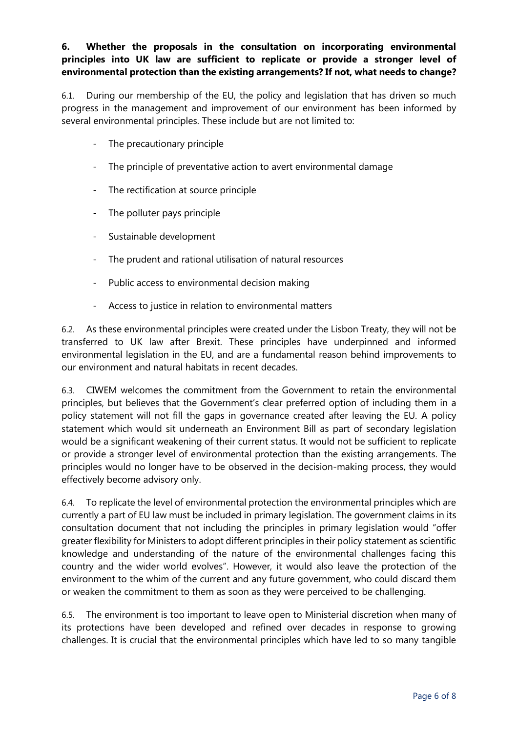**6. Whether the proposals in the consultation on incorporating environmental principles into UK law are sufficient to replicate or provide a stronger level of environmental protection than the existing arrangements? If not, what needs to change?**

6.1. During our membership of the EU, the policy and legislation that has driven so much progress in the management and improvement of our environment has been informed by several environmental principles. These include but are not limited to:

- The precautionary principle
- The principle of preventative action to avert environmental damage
- The rectification at source principle
- The polluter pays principle
- Sustainable development
- The prudent and rational utilisation of natural resources
- Public access to environmental decision making
- Access to justice in relation to environmental matters

6.2. As these environmental principles were created under the Lisbon Treaty, they will not be transferred to UK law after Brexit. These principles have underpinned and informed environmental legislation in the EU, and are a fundamental reason behind improvements to our environment and natural habitats in recent decades.

6.3. CIWEM welcomes the commitment from the Government to retain the environmental principles, but believes that the Government's clear preferred option of including them in a policy statement will not fill the gaps in governance created after leaving the EU. A policy statement which would sit underneath an Environment Bill as part of secondary legislation would be a significant weakening of their current status. It would not be sufficient to replicate or provide a stronger level of environmental protection than the existing arrangements. The principles would no longer have to be observed in the decision-making process, they would effectively become advisory only.

6.4. To replicate the level of environmental protection the environmental principles which are currently a part of EU law must be included in primary legislation. The government claims in its consultation document that not including the principles in primary legislation would "offer greater flexibility for Ministers to adopt different principles in their policy statement as scientific knowledge and understanding of the nature of the environmental challenges facing this country and the wider world evolves". However, it would also leave the protection of the environment to the whim of the current and any future government, who could discard them or weaken the commitment to them as soon as they were perceived to be challenging.

6.5. The environment is too important to leave open to Ministerial discretion when many of its protections have been developed and refined over decades in response to growing challenges. It is crucial that the environmental principles which have led to so many tangible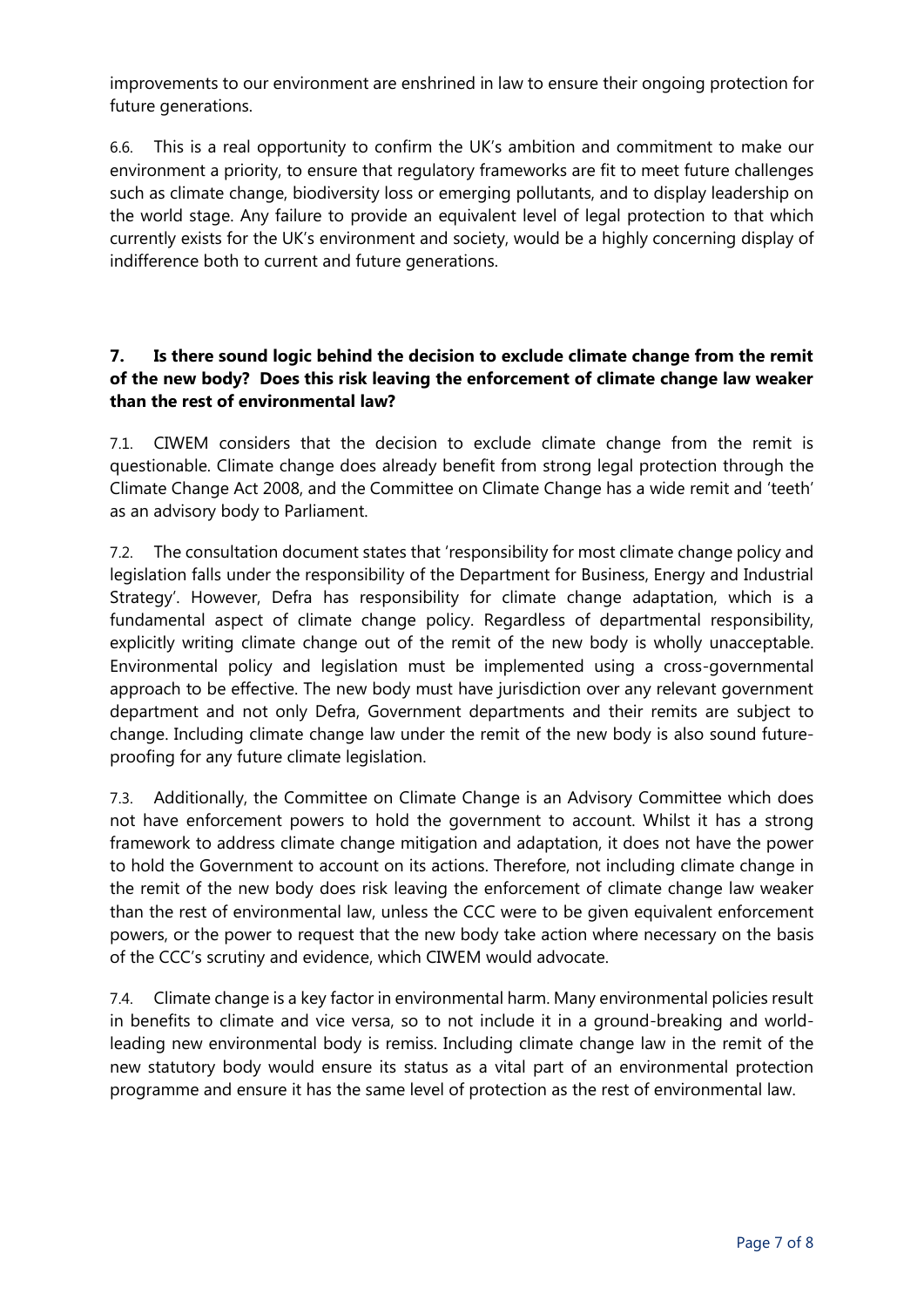improvements to our environment are enshrined in law to ensure their ongoing protection for future generations.

6.6. This is a real opportunity to confirm the UK's ambition and commitment to make our environment a priority, to ensure that regulatory frameworks are fit to meet future challenges such as climate change, biodiversity loss or emerging pollutants, and to display leadership on the world stage. Any failure to provide an equivalent level of legal protection to that which currently exists for the UK's environment and society, would be a highly concerning display of indifference both to current and future generations.

**7. Is there sound logic behind the decision to exclude climate change from the remit of the new body? Does this risk leaving the enforcement of climate change law weaker than the rest of environmental law?**

7.1. CIWEM considers that the decision to exclude climate change from the remit is questionable. Climate change does already benefit from strong legal protection through the Climate Change Act 2008, and the Committee on Climate Change has a wide remit and 'teeth' as an advisory body to Parliament.

7.2. The consultation document states that 'responsibility for most climate change policy and legislation falls under the responsibility of the Department for Business, Energy and Industrial Strategy'. However, Defra has responsibility for climate change adaptation, which is a fundamental aspect of climate change policy. Regardless of departmental responsibility, explicitly writing climate change out of the remit of the new body is wholly unacceptable. Environmental policy and legislation must be implemented using a cross-governmental approach to be effective. The new body must have jurisdiction over any relevant government department and not only Defra, Government departments and their remits are subject to change. Including climate change law under the remit of the new body is also sound future-proofing for any future climate legislation.

7.3. Additionally, the Committee on Climate Change is an Advisory Committee which does not have enforcement powers to hold the government to account. Whilst it has a strong framework to address climate change mitigation and adaptation, it does not have the power to hold the Government to account on its actions. Therefore, not including climate change in the remit of the new body does risk leaving the enforcement of climate change law weaker than the rest of environmental law, unless the CCC were to be given equivalent enforcement powers, or the power to request that the new body take action where necessary on the basis of the CCC's scrutiny and evidence, which CIWEM would advocate.

7.4. Climate change is a key factor in environmental harm. Many environmental policies result in benefits to climate and vice versa, so to not include it in a ground-breaking and world-leading new environmental body is remiss. Including climate change law in the remit of the new statutory body would ensure its status as a vital part of an environmental protection programme and ensure it has the same level of protection as the rest of environmental law.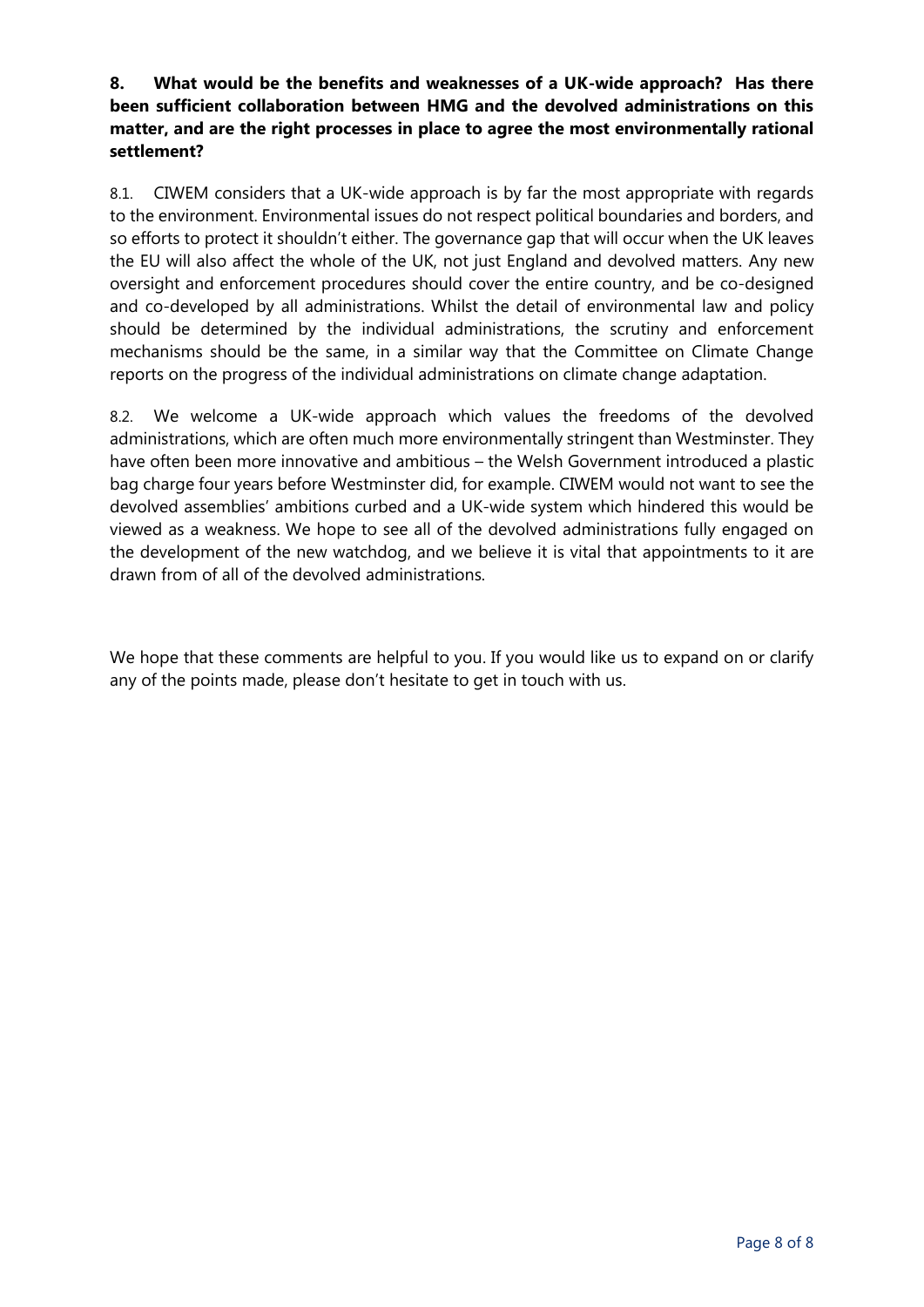**8. What would be the benefits and weaknesses of a UK-wide approach? Has there been sufficient collaboration between HMG and the devolved administrations on this matter, and are the right processes in place to agree the most environmentally rational settlement?**

8.1. CIWEM considers that a UK-wide approach is by far the most appropriate with regards to the environment. Environmental issues do not respect political boundaries and borders, and so efforts to protect it shouldn't either. The governance gap that will occur when the UK leaves the EU will also affect the whole of the UK, not just England and devolved matters. Any new oversight and enforcement procedures should cover the entire country, and be co-designed and co-developed by all administrations. Whilst the detail of environmental law and policy should be determined by the individual administrations, the scrutiny and enforcement mechanisms should be the same, in a similar way that the Committee on Climate Change reports on the progress of the individual administrations on climate change adaptation.

8.2. We welcome a UK-wide approach which values the freedoms of the devolved administrations, which are often much more environmentally stringent than Westminster. They have often been more innovative and ambitious – the Welsh Government introduced a plastic bag charge four years before Westminster did, for example. CIWEM would not want to see the devolved assemblies' ambitions curbed and a UK-wide system which hindered this would be viewed as a weakness. We hope to see all of the devolved administrations fully engaged on the development of the new watchdog, and we believe it is vital that appointments to it are drawn from of all of the devolved administrations.

We hope that these comments are helpful to you. If you would like us to expand on or clarify any of the points made, please don't hesitate to get in touch with us.